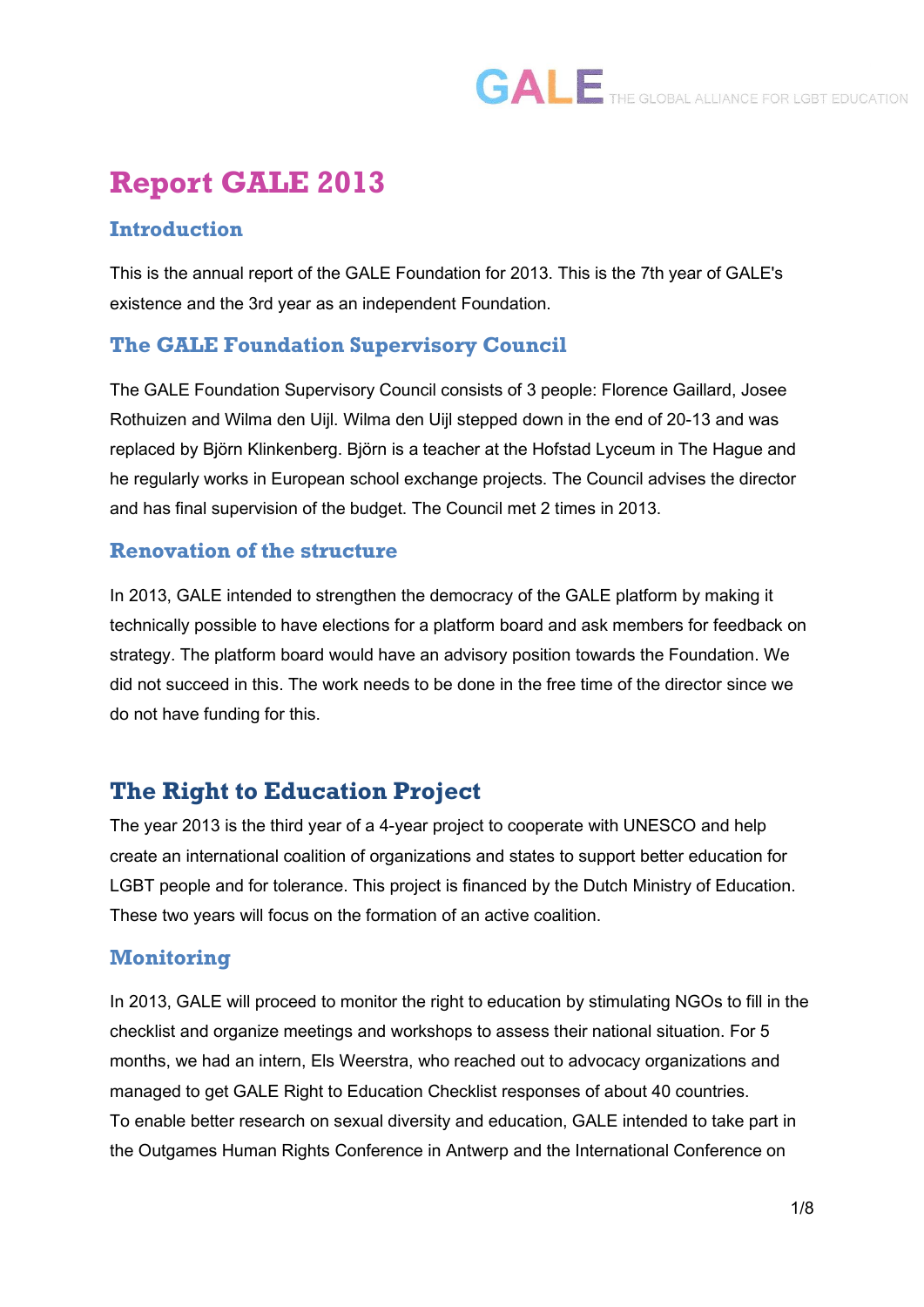# Report GALE 2013

## Introduction

This is the annual report of the GALE Foundation for 2013. This is the 7th year of GALE's existence and the 3rd year as an independent Foundation.

## The GALE Foundation Supervisory Council

The GALE Foundation Supervisory Council consists of 3 people: Florence Gaillard, Josee Rothuizen and Wilma den Uijl. Wilma den Uijl stepped down in the end of 20-13 and was replaced by Björn Klinkenberg. Björn is a teacher at the Hofstad Lyceum in The Hague and he regularly works in European school exchange projects. The Council advises the director and has final supervision of the budget. The Council met 2 times in 2013.

## Renovation of the structure

In 2013, GALE intended to strengthen the democracy of the GALE platform by making it technically possible to have elections for a platform board and ask members for feedback on strategy. The platform board would have an advisory position towards the Foundation. We did not succeed in this. The work needs to be done in the free time of the director since we do not have funding for this.

# The Right to Education Project

The year 2013 is the third year of a 4-year project to cooperate with UNESCO and help create an international coalition of organizations and states to support better education for LGBT people and for tolerance. This project is financed by the Dutch Ministry of Education. These two years will focus on the formation of an active coalition.

## Monitoring

In 2013, GALE will proceed to monitor the right to education by stimulating NGOs to fill in the checklist and organize meetings and workshops to assess their national situation. For 5 months, we had an intern, Els Weerstra, who reached out to advocacy organizations and managed to get GALE Right to Education Checklist responses of about 40 countries.
To enable better research on sexual diversity and education, GALE intended to take part in the Outgames Human Rights Conference in Antwerp and the International Conference on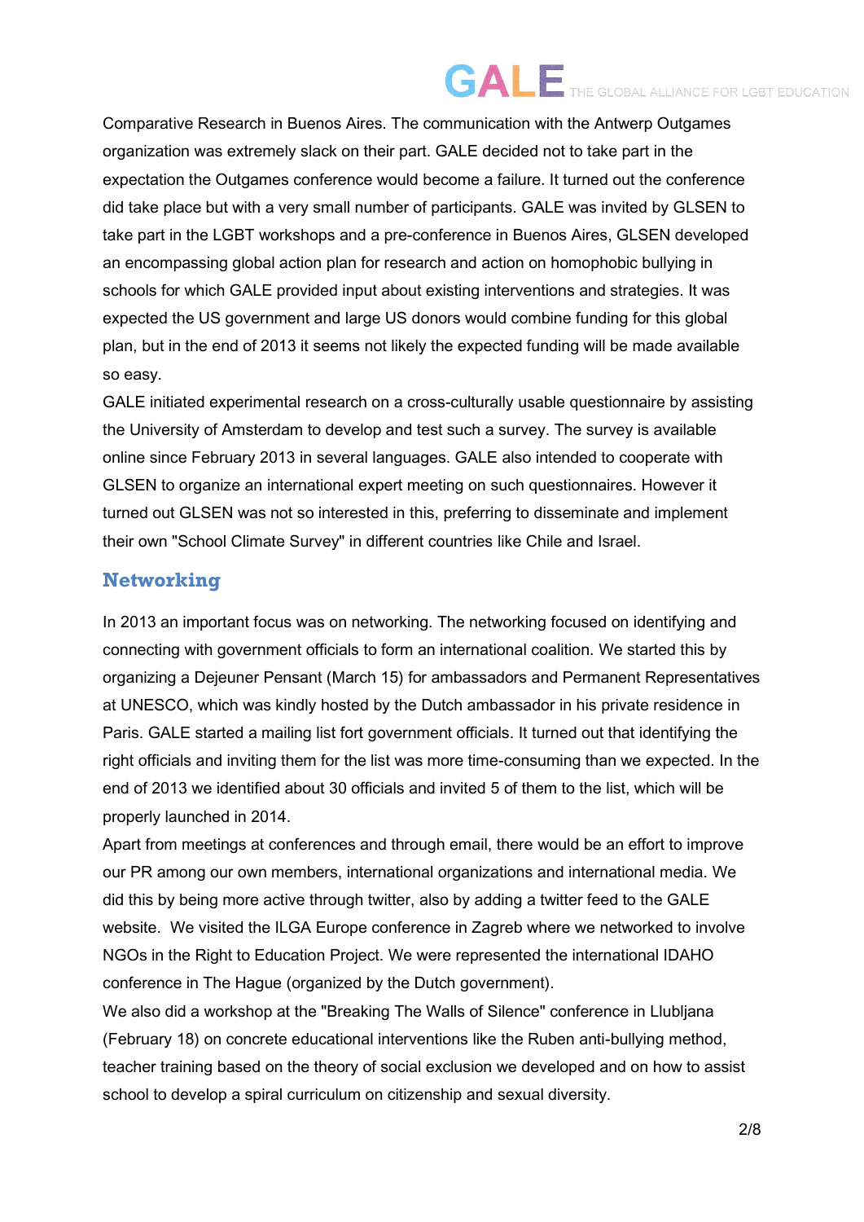Comparative Research in Buenos Aires. The communication with the Antwerp Outgames organization was extremely slack on their part. GALE decided not to take part in the expectation the Outgames conference would become a failure. It turned out the conference did take place but with a very small number of participants. GALE was invited by GLSEN to take part in the LGBT workshops and a pre-conference in Buenos Aires, GLSEN developed an encompassing global action plan for research and action on homophobic bullying in schools for which GALE provided input about existing interventions and strategies. It was expected the US government and large US donors would combine funding for this global plan, but in the end of 2013 it seems not likely the expected funding will be made available so easy.

GALE initiated experimental research on a cross-culturally usable questionnaire by assisting the University of Amsterdam to develop and test such a survey. The survey is available online since February 2013 in several languages. GALE also intended to cooperate with GLSEN to organize an international expert meeting on such questionnaires. However it turned out GLSEN was not so interested in this, preferring to disseminate and implement their own "School Climate Survey" in different countries like Chile and Israel.

## Networking

In 2013 an important focus was on networking. The networking focused on identifying and connecting with government officials to form an international coalition. We started this by organizing a Dejeuner Pensant (March 15) for ambassadors and Permanent Representatives at UNESCO, which was kindly hosted by the Dutch ambassador in his private residence in Paris. GALE started a mailing list fort government officials. It turned out that identifying the right officials and inviting them for the list was more time-consuming than we expected. In the end of 2013 we identified about 30 officials and invited 5 of them to the list, which will be properly launched in 2014.

Apart from meetings at conferences and through email, there would be an effort to improve our PR among our own members, international organizations and international media. We did this by being more active through twitter, also by adding a twitter feed to the GALE website. We visited the ILGA Europe conference in Zagreb where we networked to involve NGOs in the Right to Education Project. We were represented the international IDAHO conference in The Hague (organized by the Dutch government).

We also did a workshop at the "Breaking The Walls of Silence" conference in Llubljana (February 18) on concrete educational interventions like the Ruben anti-bullying method, teacher training based on the theory of social exclusion we developed and on how to assist school to develop a spiral curriculum on citizenship and sexual diversity.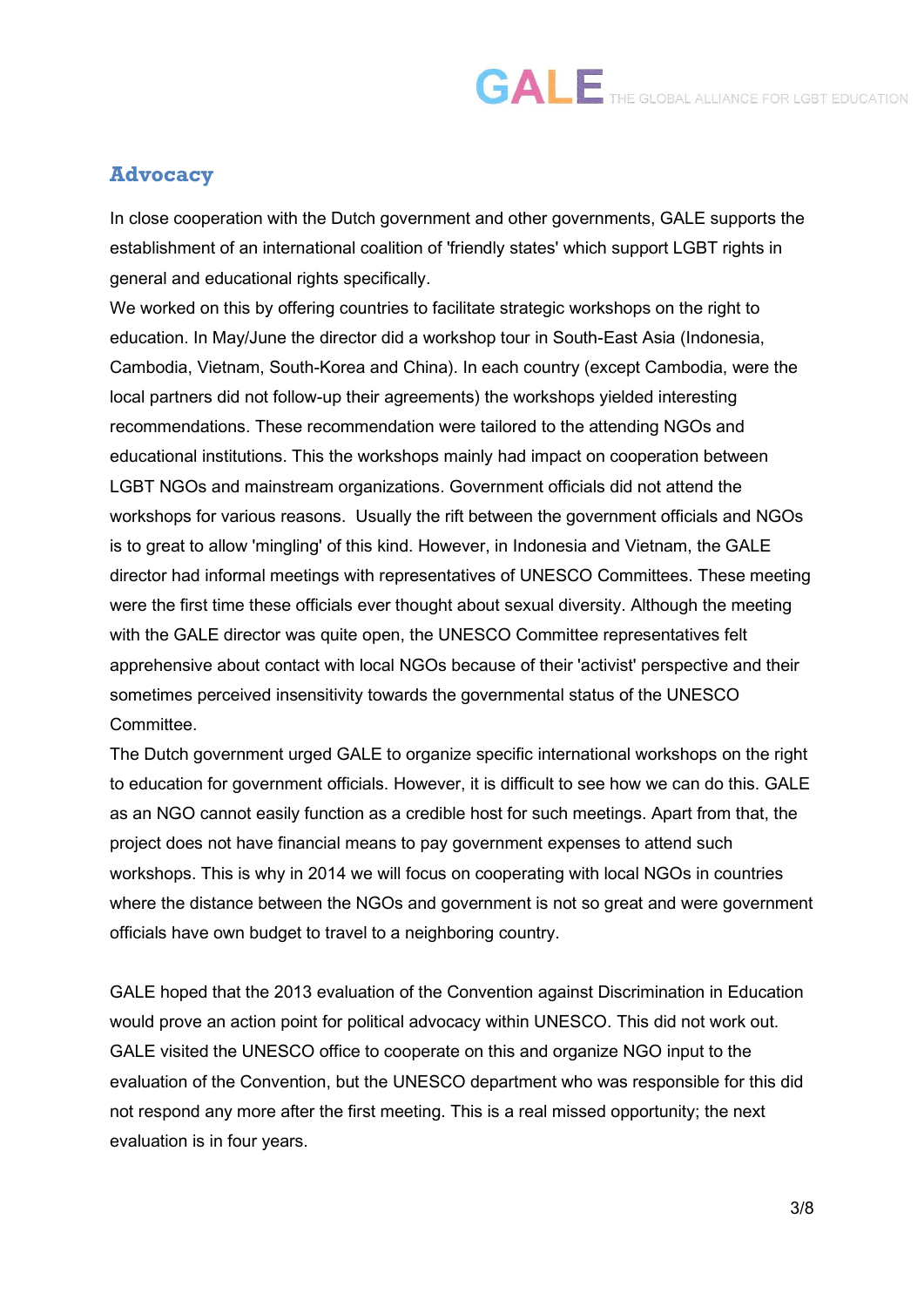## Advocacy

In close cooperation with the Dutch government and other governments, GALE supports the establishment of an international coalition of 'friendly states' which support LGBT rights in general and educational rights specifically.
We worked on this by offering countries to facilitate strategic workshops on the right to education. In May/June the director did a workshop tour in South-East Asia (Indonesia, Cambodia, Vietnam, South-Korea and China). In each country (except Cambodia, were the local partners did not follow-up their agreements) the workshops yielded interesting recommendations. These recommendation were tailored to the attending NGOs and educational institutions. This the workshops mainly had impact on cooperation between LGBT NGOs and mainstream organizations. Government officials did not attend the workshops for various reasons. Usually the rift between the government officials and NGOs is to great to allow 'mingling' of this kind. However, in Indonesia and Vietnam, the GALE director had informal meetings with representatives of UNESCO Committees. These meeting were the first time these officials ever thought about sexual diversity. Although the meeting with the GALE director was quite open, the UNESCO Committee representatives felt apprehensive about contact with local NGOs because of their 'activist' perspective and their sometimes perceived insensitivity towards the governmental status of the UNESCO Committee.
The Dutch government urged GALE to organize specific international workshops on the right to education for government officials. However, it is difficult to see how we can do this. GALE as an NGO cannot easily function as a credible host for such meetings. Apart from that, the project does not have financial means to pay government expenses to attend such workshops. This is why in 2014 we will focus on cooperating with local NGOs in countries where the distance between the NGOs and government is not so great and were government officials have own budget to travel to a neighboring country.

GALE hoped that the 2013 evaluation of the Convention against Discrimination in Education would prove an action point for political advocacy within UNESCO. This did not work out. GALE visited the UNESCO office to cooperate on this and organize NGO input to the evaluation of the Convention, but the UNESCO department who was responsible for this did not respond any more after the first meeting. This is a real missed opportunity; the next evaluation is in four years.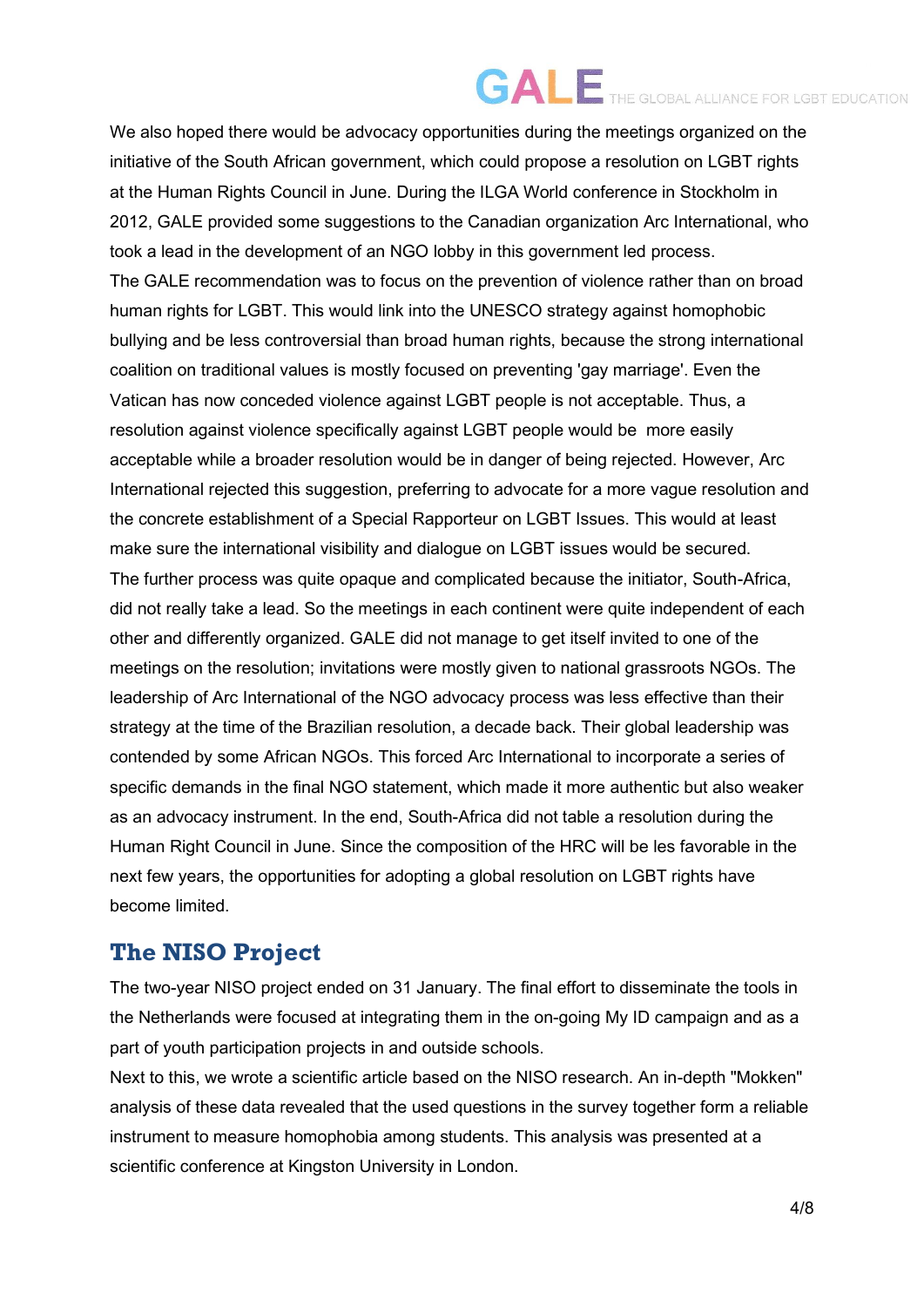We also hoped there would be advocacy opportunities during the meetings organized on the initiative of the South African government, which could propose a resolution on LGBT rights at the Human Rights Council in June. During the ILGA World conference in Stockholm in 2012, GALE provided some suggestions to the Canadian organization Arc International, who took a lead in the development of an NGO lobby in this government led process.

The GALE recommendation was to focus on the prevention of violence rather than on broad human rights for LGBT. This would link into the UNESCO strategy against homophobic bullying and be less controversial than broad human rights, because the strong international coalition on traditional values is mostly focused on preventing 'gay marriage'. Even the Vatican has now conceded violence against LGBT people is not acceptable. Thus, a resolution against violence specifically against LGBT people would be  more easily acceptable while a broader resolution would be in danger of being rejected. However, Arc International rejected this suggestion, preferring to advocate for a more vague resolution and the concrete establishment of a Special Rapporteur on LGBT Issues. This would at least make sure the international visibility and dialogue on LGBT issues would be secured.

The further process was quite opaque and complicated because the initiator, South-Africa, did not really take a lead. So the meetings in each continent were quite independent of each other and differently organized. GALE did not manage to get itself invited to one of the meetings on the resolution; invitations were mostly given to national grassroots NGOs. The leadership of Arc International of the NGO advocacy process was less effective than their strategy at the time of the Brazilian resolution, a decade back. Their global leadership was contended by some African NGOs. This forced Arc International to incorporate a series of specific demands in the final NGO statement, which made it more authentic but also weaker as an advocacy instrument. In the end, South-Africa did not table a resolution during the Human Right Council in June. Since the composition of the HRC will be les favorable in the next few years, the opportunities for adopting a global resolution on LGBT rights have become limited.

## The NISO Project

The two-year NISO project ended on 31 January. The final effort to disseminate the tools in the Netherlands were focused at integrating them in the on-going My ID campaign and as a part of youth participation projects in and outside schools.

Next to this, we wrote a scientific article based on the NISO research. An in-depth "Mokken" analysis of these data revealed that the used questions in the survey together form a reliable instrument to measure homophobia among students. This analysis was presented at a scientific conference at Kingston University in London.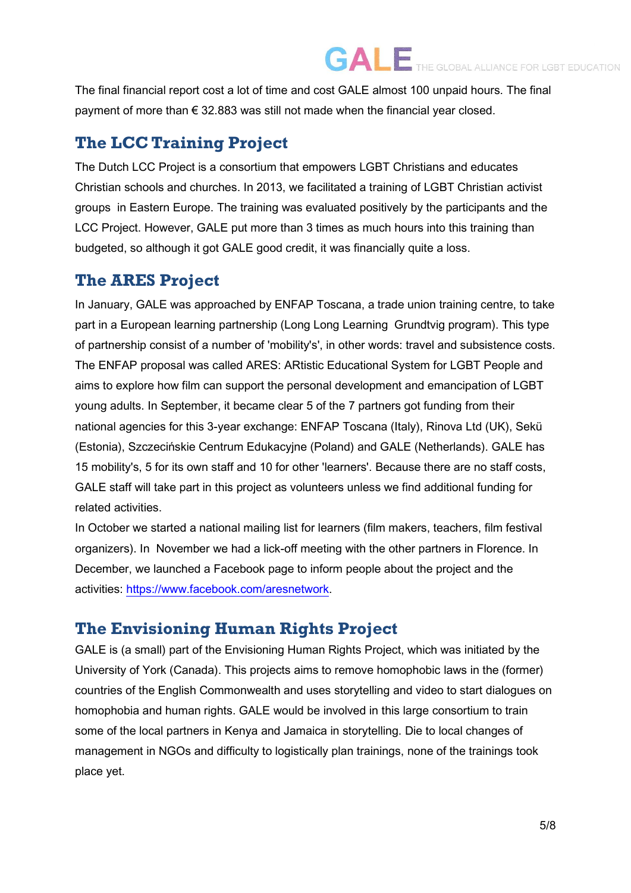The final financial report cost a lot of time and cost GALE almost 100 unpaid hours. The final payment of more than € 32.883 was still not made when the financial year closed.

## The LCC Training Project

The Dutch LCC Project is a consortium that empowers LGBT Christians and educates Christian schools and churches. In 2013, we facilitated a training of LGBT Christian activist groups in Eastern Europe. The training was evaluated positively by the participants and the LCC Project. However, GALE put more than 3 times as much hours into this training than budgeted, so although it got GALE good credit, it was financially quite a loss.

## The ARES Project

In January, GALE was approached by ENFAP Toscana, a trade union training centre, to take part in a European learning partnership (Long Long Learning Grundtvig program). This type of partnership consist of a number of 'mobility's', in other words: travel and subsistence costs. The ENFAP proposal was called ARES: ARtistic Educational System for LGBT People and aims to explore how film can support the personal development and emancipation of LGBT young adults. In September, it became clear 5 of the 7 partners got funding from their national agencies for this 3-year exchange: ENFAP Toscana (Italy), Rinova Ltd (UK), Sekü (Estonia), Szczecińskie Centrum Edukacyjne (Poland) and GALE (Netherlands). GALE has 15 mobility's, 5 for its own staff and 10 for other 'learners'. Because there are no staff costs, GALE staff will take part in this project as volunteers unless we find additional funding for related activities.

In October we started a national mailing list for learners (film makers, teachers, film festival organizers). In November we had a lick-off meeting with the other partners in Florence. In December, we launched a Facebook page to inform people about the project and the activities: https://www.facebook.com/aresnetwork.

## The Envisioning Human Rights Project

GALE is (a small) part of the Envisioning Human Rights Project, which was initiated by the University of York (Canada). This projects aims to remove homophobic laws in the (former) countries of the English Commonwealth and uses storytelling and video to start dialogues on homophobia and human rights. GALE would be involved in this large consortium to train some of the local partners in Kenya and Jamaica in storytelling. Die to local changes of management in NGOs and difficulty to logistically plan trainings, none of the trainings took place yet.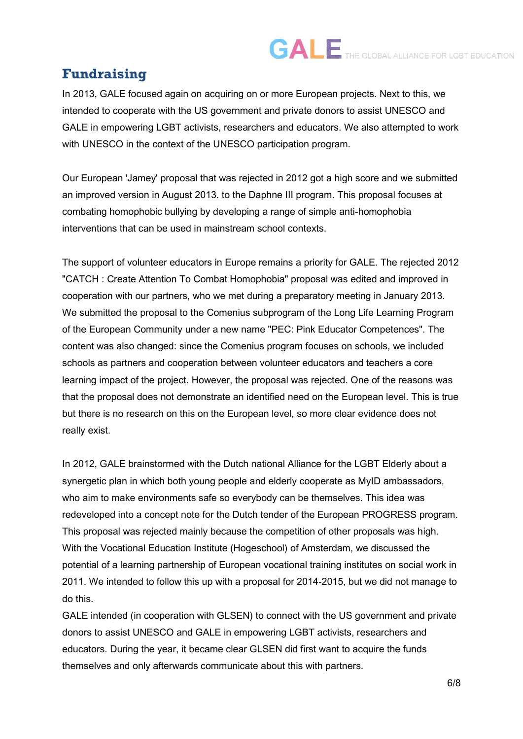## Fundraising

In 2013, GALE focused again on acquiring on or more European projects. Next to this, we intended to cooperate with the US government and private donors to assist UNESCO and GALE in empowering LGBT activists, researchers and educators. We also attempted to work with UNESCO in the context of the UNESCO participation program.

Our European 'Jamey' proposal that was rejected in 2012 got a high score and we submitted an improved version in August 2013. to the Daphne III program. This proposal focuses at combating homophobic bullying by developing a range of simple anti-homophobia interventions that can be used in mainstream school contexts.

The support of volunteer educators in Europe remains a priority for GALE. The rejected 2012 "CATCH : Create Attention To Combat Homophobia" proposal was edited and improved in cooperation with our partners, who we met during a preparatory meeting in January 2013. We submitted the proposal to the Comenius subprogram of the Long Life Learning Program of the European Community under a new name "PEC: Pink Educator Competences". The content was also changed: since the Comenius program focuses on schools, we included schools as partners and cooperation between volunteer educators and teachers a core learning impact of the project. However, the proposal was rejected. One of the reasons was that the proposal does not demonstrate an identified need on the European level. This is true but there is no research on this on the European level, so more clear evidence does not really exist.

In 2012, GALE brainstormed with the Dutch national Alliance for the LGBT Elderly about a synergetic plan in which both young people and elderly cooperate as MyID ambassadors, who aim to make environments safe so everybody can be themselves. This idea was redeveloped into a concept note for the Dutch tender of the European PROGRESS program. This proposal was rejected mainly because the competition of other proposals was high. With the Vocational Education Institute (Hogeschool) of Amsterdam, we discussed the potential of a learning partnership of European vocational training institutes on social work in 2011. We intended to follow this up with a proposal for 2014-2015, but we did not manage to do this.

GALE intended (in cooperation with GLSEN) to connect with the US government and private donors to assist UNESCO and GALE in empowering LGBT activists, researchers and educators. During the year, it became clear GLSEN did first want to acquire the funds themselves and only afterwards communicate about this with partners.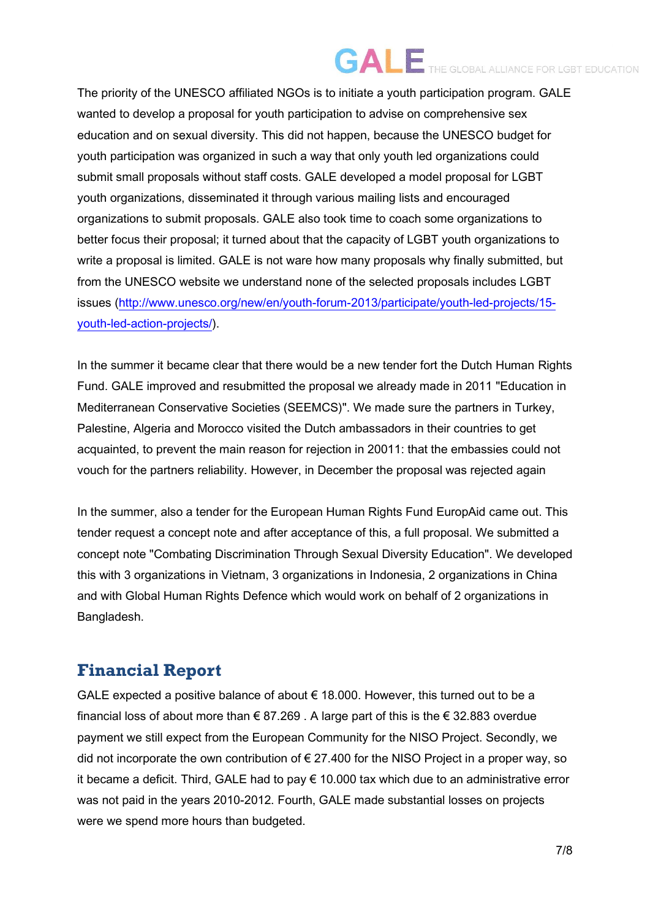The priority of the UNESCO affiliated NGOs is to initiate a youth participation program. GALE wanted to develop a proposal for youth participation to advise on comprehensive sex education and on sexual diversity. This did not happen, because the UNESCO budget for youth participation was organized in such a way that only youth led organizations could submit small proposals without staff costs. GALE developed a model proposal for LGBT youth organizations, disseminated it through various mailing lists and encouraged organizations to submit proposals. GALE also took time to coach some organizations to better focus their proposal; it turned about that the capacity of LGBT youth organizations to write a proposal is limited. GALE is not ware how many proposals why finally submitted, but from the UNESCO website we understand none of the selected proposals includes LGBT issues (http://www.unesco.org/new/en/youth-forum-2013/participate/youth-led-projects/15-youth-led-action-projects/).

In the summer it became clear that there would be a new tender fort the Dutch Human Rights Fund. GALE improved and resubmitted the proposal we already made in 2011 "Education in Mediterranean Conservative Societies (SEEMCS)". We made sure the partners in Turkey, Palestine, Algeria and Morocco visited the Dutch ambassadors in their countries to get acquainted, to prevent the main reason for rejection in 20011: that the embassies could not vouch for the partners reliability. However, in December the proposal was rejected again

In the summer, also a tender for the European Human Rights Fund EuropAid came out. This tender request a concept note and after acceptance of this, a full proposal. We submitted a concept note "Combating Discrimination Through Sexual Diversity Education". We developed this with 3 organizations in Vietnam, 3 organizations in Indonesia, 2 organizations in China and with Global Human Rights Defence which would work on behalf of 2 organizations in Bangladesh.

## Financial Report

GALE expected a positive balance of about € 18.000. However, this turned out to be a financial loss of about more than € 87.269 . A large part of this is the € 32.883 overdue payment we still expect from the European Community for the NISO Project. Secondly, we did not incorporate the own contribution of € 27.400 for the NISO Project in a proper way, so it became a deficit. Third, GALE had to pay € 10.000 tax which due to an administrative error was not paid in the years 2010-2012. Fourth, GALE made substantial losses on projects were we spend more hours than budgeted.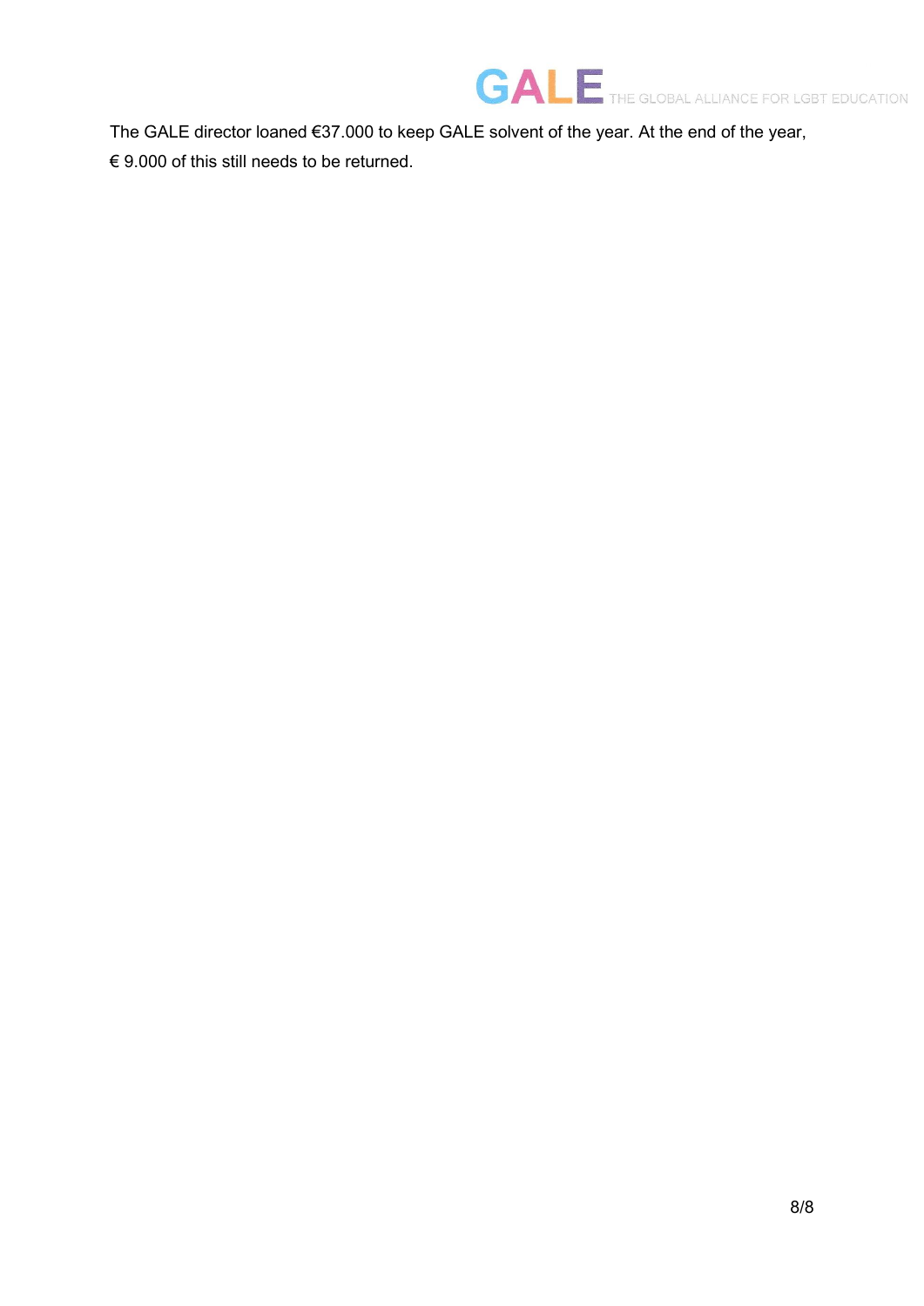The GALE director loaned €37.000 to keep GALE solvent of the year. At the end of the year, € 9.000 of this still needs to be returned.